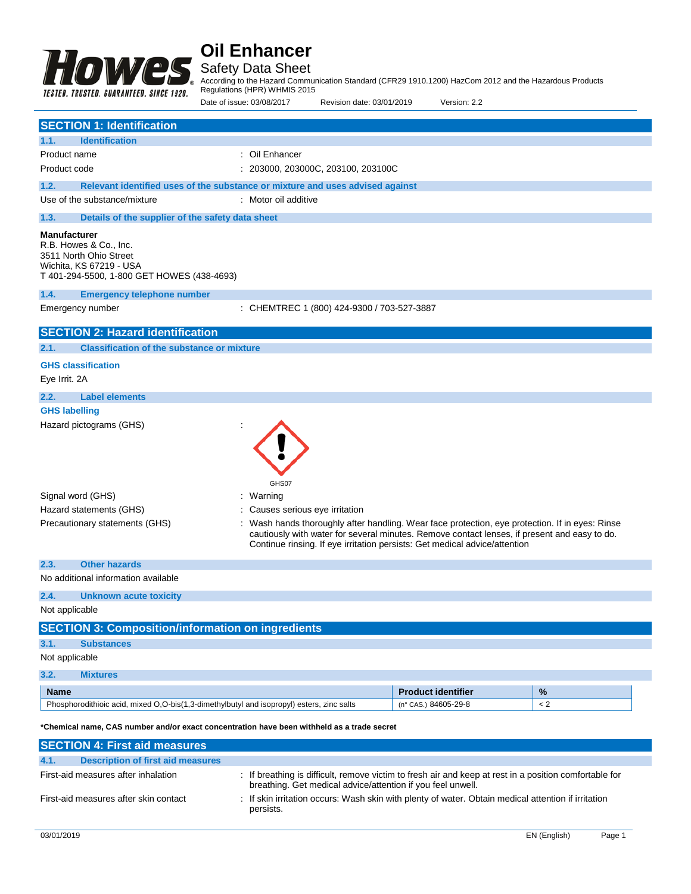# Oil Enhancer

## Safety Data Sheet

According to the Hazard Communication Standard (CFR29 1910.1200) HazCom 2012 and the Hazardous Products Regulations (HPR) WHMIS 2015

Date of issue: 03/08/2017 Revision date: 03/01/2019 Version: 2.2

## SECTION 1: Identification

### 1.1. Identification

| | |
|---|---|
| Product name | : Oil Enhancer |
| Product code | : 203000, 203000C, 203100, 203100C |

### 1.2. Relevant identified uses of the substance or mixture and uses advised against

| | |
|---|---|
| Use of the substance/mixture | : Motor oil additive |

### 1.3. Details of the supplier of the safety data sheet

**Manufacturer**
R.B. Howes & Co., Inc.
3511 North Ohio Street
Wichita, KS 67219 - USA
T 401-294-5500, 1-800 GET HOWES (438-4693)

### 1.4. Emergency telephone number

| | |
|---|---|
| Emergency number | : CHEMTREC 1 (800) 424-9300 / 703-527-3887 |

## SECTION 2: Hazard identification

### 2.1. Classification of the substance or mixture

**GHS classification**

Eye Irrit. 2A

### 2.2. Label elements

**GHS labelling**

| | |
|---|---|
| Hazard pictograms (GHS) | : GHS07 |
| Signal word (GHS) | : Warning |
| Hazard statements (GHS) | : Causes serious eye irritation |
| Precautionary statements (GHS) | : Wash hands thoroughly after handling. Wear face protection, eye protection. If in eyes: Rinse cautiously with water for several minutes. Remove contact lenses, if present and easy to do. Continue rinsing. If eye irritation persists: Get medical advice/attention |

### 2.3. Other hazards

No additional information available

### 2.4. Unknown acute toxicity

Not applicable

## SECTION 3: Composition/information on ingredients

### 3.1. Substances

Not applicable

### 3.2. Mixtures

| Name | Product identifier | % |
|---|---|---|
| Phosphorodithioic acid, mixed O,O-bis(1,3-dimethylbutyl and isopropyl) esters, zinc salts | (n° CAS.) 84605-29-8 | < 2 |

**\*Chemical name, CAS number and/or exact concentration have been withheld as a trade secret**

## SECTION 4: First aid measures

### 4.1. Description of first aid measures

| | |
|---|---|
| First-aid measures after inhalation | : If breathing is difficult, remove victim to fresh air and keep at rest in a position comfortable for breathing. Get medical advice/attention if you feel unwell. |
| First-aid measures after skin contact | : If skin irritation occurs: Wash skin with plenty of water. Obtain medical attention if irritation persists. |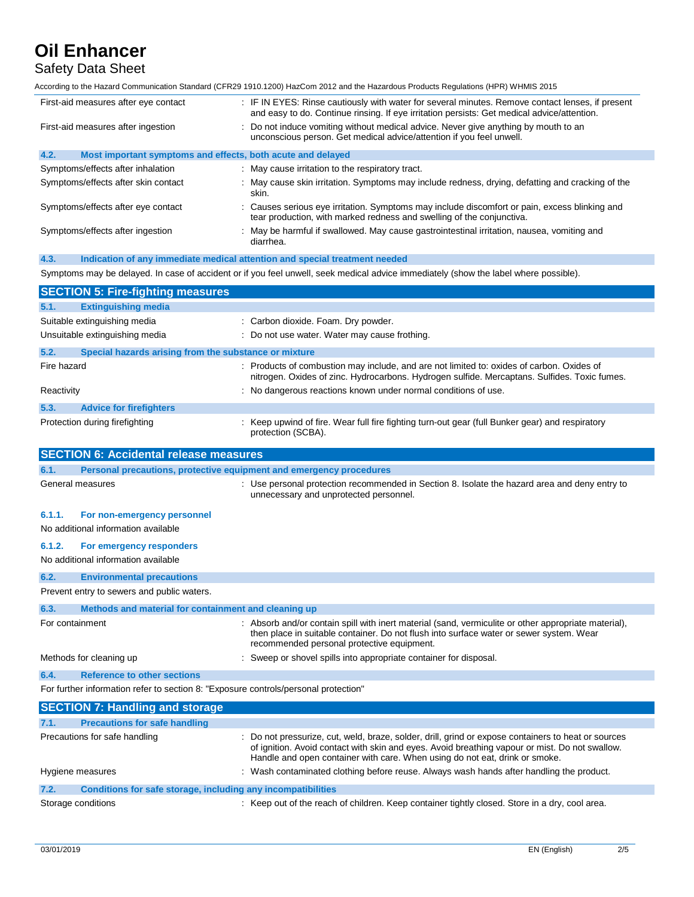| | |
|---|---|
| First-aid measures after eye contact | : IF IN EYES: Rinse cautiously with water for several minutes. Remove contact lenses, if present and easy to do. Continue rinsing. If eye irritation persists: Get medical advice/attention. |
| First-aid measures after ingestion | : Do not induce vomiting without medical advice. Never give anything by mouth to an unconscious person. Get medical advice/attention if you feel unwell. |

### 4.2. Most important symptoms and effects, both acute and delayed

| | |
|---|---|
| Symptoms/effects after inhalation | : May cause irritation to the respiratory tract. |
| Symptoms/effects after skin contact | : May cause skin irritation. Symptoms may include redness, drying, defatting and cracking of the skin. |
| Symptoms/effects after eye contact | : Causes serious eye irritation. Symptoms may include discomfort or pain, excess blinking and tear production, with marked redness and swelling of the conjunctiva. |
| Symptoms/effects after ingestion | : May be harmful if swallowed. May cause gastrointestinal irritation, nausea, vomiting and diarrhea. |

### 4.3. Indication of any immediate medical attention and special treatment needed

Symptoms may be delayed. In case of accident or if you feel unwell, seek medical advice immediately (show the label where possible).

## SECTION 5: Fire-fighting measures

### 5.1. Extinguishing media

| | |
|---|---|
| Suitable extinguishing media | : Carbon dioxide. Foam. Dry powder. |
| Unsuitable extinguishing media | : Do not use water. Water may cause frothing. |

### 5.2. Special hazards arising from the substance or mixture

| | |
|---|---|
| Fire hazard | : Products of combustion may include, and are not limited to: oxides of carbon. Oxides of nitrogen. Oxides of zinc. Hydrocarbons. Hydrogen sulfide. Mercaptans. Sulfides. Toxic fumes. |
| Reactivity | : No dangerous reactions known under normal conditions of use. |

### 5.3. Advice for firefighters

| | |
|---|---|
| Protection during firefighting | : Keep upwind of fire. Wear full fire fighting turn-out gear (full Bunker gear) and respiratory protection (SCBA). |

## SECTION 6: Accidental release measures

### 6.1. Personal precautions, protective equipment and emergency procedures

| | |
|---|---|
| General measures | : Use personal protection recommended in Section 8. Isolate the hazard area and deny entry to unnecessary and unprotected personnel. |

#### 6.1.1. For non-emergency personnel

No additional information available

#### 6.1.2. For emergency responders

No additional information available

### 6.2. Environmental precautions

Prevent entry to sewers and public waters.

### 6.3. Methods and material for containment and cleaning up

| | |
|---|---|
| For containment | : Absorb and/or contain spill with inert material (sand, vermiculite or other appropriate material), then place in suitable container. Do not flush into surface water or sewer system. Wear recommended personal protective equipment. |
| Methods for cleaning up | : Sweep or shovel spills into appropriate container for disposal. |

### 6.4. Reference to other sections

For further information refer to section 8: "Exposure controls/personal protection"

## SECTION 7: Handling and storage

### 7.1. Precautions for safe handling

| | |
|---|---|
| Precautions for safe handling | : Do not pressurize, cut, weld, braze, solder, drill, grind or expose containers to heat or sources of ignition. Avoid contact with skin and eyes. Avoid breathing vapour or mist. Do not swallow. Handle and open container with care. When using do not eat, drink or smoke. |
| Hygiene measures | : Wash contaminated clothing before reuse. Always wash hands after handling the product. |

### 7.2. Conditions for safe storage, including any incompatibilities

| | |
|---|---|
| Storage conditions | : Keep out of the reach of children. Keep container tightly closed. Store in a dry, cool area. |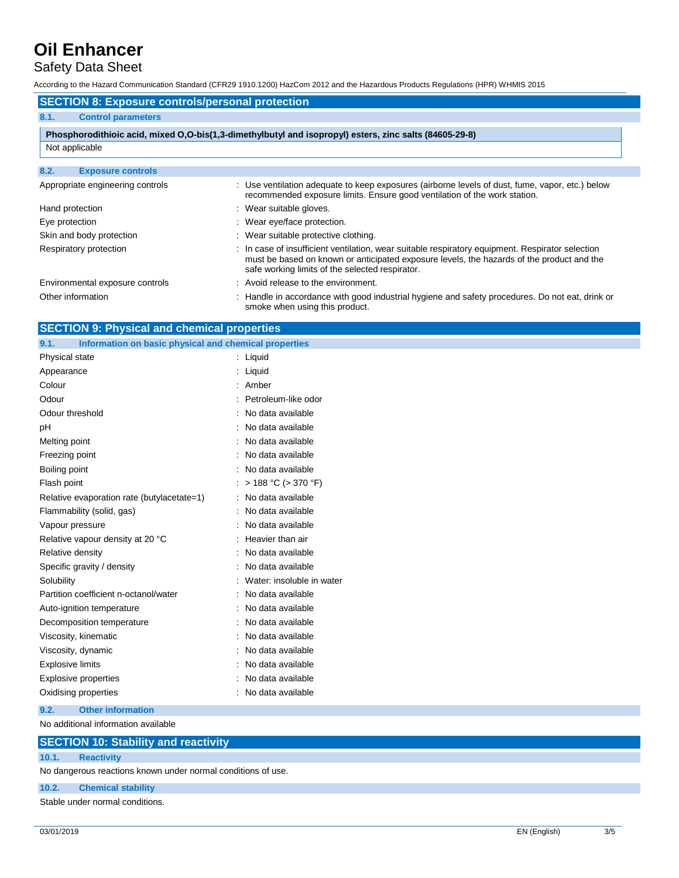## SECTION 8: Exposure controls/personal protection

### 8.1. Control parameters

| Phosphorodithioic acid, mixed O,O-bis(1,3-dimethylbutyl and isopropyl) esters, zinc salts (84605-29-8) |
|---|
| Not applicable |

### 8.2. Exposure controls

| | |
|---|---|
| Appropriate engineering controls | : Use ventilation adequate to keep exposures (airborne levels of dust, fume, vapor, etc.) below recommended exposure limits. Ensure good ventilation of the work station. |
| Hand protection | : Wear suitable gloves. |
| Eye protection | : Wear eye/face protection. |
| Skin and body protection | : Wear suitable protective clothing. |
| Respiratory protection | : In case of insufficient ventilation, wear suitable respiratory equipment. Respirator selection must be based on known or anticipated exposure levels, the hazards of the product and the safe working limits of the selected respirator. |
| Environmental exposure controls | : Avoid release to the environment. |
| Other information | : Handle in accordance with good industrial hygiene and safety procedures. Do not eat, drink or smoke when using this product. |

## SECTION 9: Physical and chemical properties

### 9.1. Information on basic physical and chemical properties

| | |
|---|---|
| Physical state | : Liquid |
| Appearance | : Liquid |
| Colour | : Amber |
| Odour | : Petroleum-like odor |
| Odour threshold | : No data available |
| pH | : No data available |
| Melting point | : No data available |
| Freezing point | : No data available |
| Boiling point | : No data available |
| Flash point | : > 188 °C (> 370 °F) |
| Relative evaporation rate (butylacetate=1) | : No data available |
| Flammability (solid, gas) | : No data available |
| Vapour pressure | : No data available |
| Relative vapour density at 20 °C | : Heavier than air |
| Relative density | : No data available |
| Specific gravity / density | : No data available |
| Solubility | : Water: insoluble in water |
| Partition coefficient n-octanol/water | : No data available |
| Auto-ignition temperature | : No data available |
| Decomposition temperature | : No data available |
| Viscosity, kinematic | : No data available |
| Viscosity, dynamic | : No data available |
| Explosive limits | : No data available |
| Explosive properties | : No data available |
| Oxidising properties | : No data available |

### 9.2. Other information

No additional information available

## SECTION 10: Stability and reactivity

### 10.1. Reactivity

No dangerous reactions known under normal conditions of use.

### 10.2. Chemical stability

Stable under normal conditions.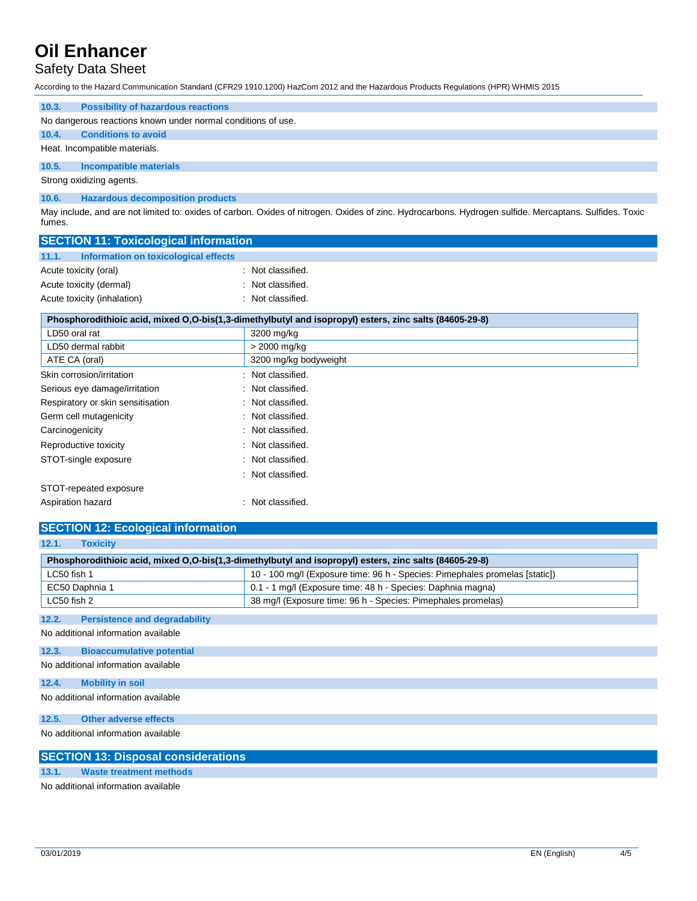### 10.3. Possibility of hazardous reactions

No dangerous reactions known under normal conditions of use.

### 10.4. Conditions to avoid

Heat. Incompatible materials.

### 10.5. Incompatible materials

Strong oxidizing agents.

### 10.6. Hazardous decomposition products

May include, and are not limited to: oxides of carbon. Oxides of nitrogen. Oxides of zinc. Hydrocarbons. Hydrogen sulfide. Mercaptans. Sulfides. Toxic fumes.

## SECTION 11: Toxicological information

### 11.1. Information on toxicological effects

Acute toxicity (oral) : Not classified.

Acute toxicity (dermal) : Not classified.

Acute toxicity (inhalation) : Not classified.

| Phosphorodithioic acid, mixed O,O-bis(1,3-dimethylbutyl and isopropyl) esters, zinc salts (84605-29-8) | |
|---|---|
| LD50 oral rat | 3200 mg/kg |
| LD50 dermal rabbit | > 2000 mg/kg |
| ATE CA (oral) | 3200 mg/kg bodyweight |

Skin corrosion/irritation : Not classified.

Serious eye damage/irritation : Not classified.

Respiratory or skin sensitisation : Not classified.

Germ cell mutagenicity : Not classified.

Carcinogenicity : Not classified.

Reproductive toxicity : Not classified.

STOT-single exposure : Not classified.

: Not classified.

STOT-repeated exposure

Aspiration hazard : Not classified.

## SECTION 12: Ecological information

### 12.1. Toxicity

| Phosphorodithioic acid, mixed O,O-bis(1,3-dimethylbutyl and isopropyl) esters, zinc salts (84605-29-8) | |
|---|---|
| LC50 fish 1 | 10 - 100 mg/l (Exposure time: 96 h - Species: Pimephales promelas [static]) |
| EC50 Daphnia 1 | 0.1 - 1 mg/l (Exposure time: 48 h - Species: Daphnia magna) |
| LC50 fish 2 | 38 mg/l (Exposure time: 96 h - Species: Pimephales promelas) |

### 12.2. Persistence and degradability

No additional information available

### 12.3. Bioaccumulative potential

No additional information available

### 12.4. Mobility in soil

No additional information available

### 12.5. Other adverse effects

No additional information available

## SECTION 13: Disposal considerations

### 13.1. Waste treatment methods

No additional information available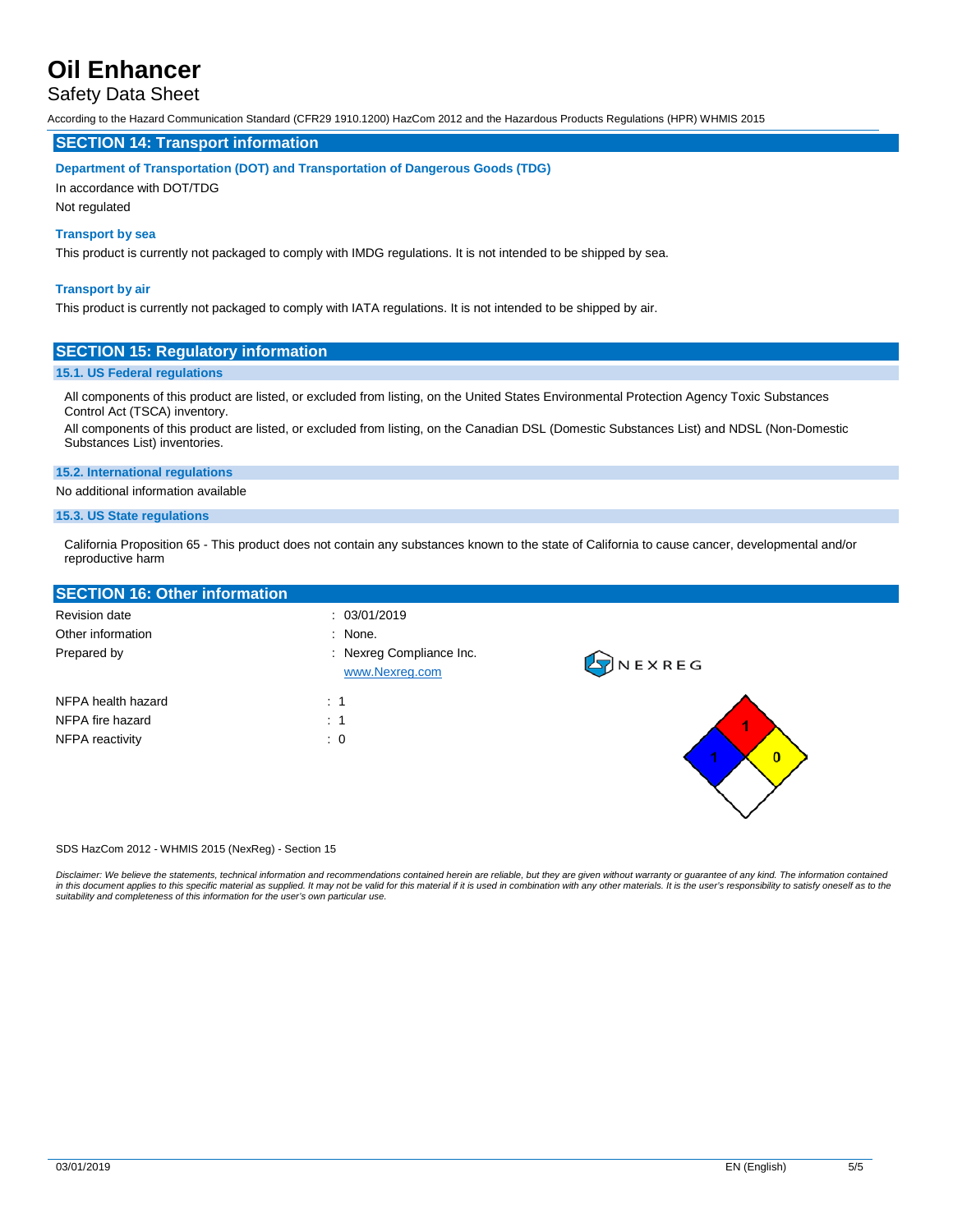## SECTION 14: Transport information

**Department of Transportation (DOT) and Transportation of Dangerous Goods (TDG)**

In accordance with DOT/TDG

Not regulated

**Transport by sea**

This product is currently not packaged to comply with IMDG regulations. It is not intended to be shipped by sea.

**Transport by air**

This product is currently not packaged to comply with IATA regulations. It is not intended to be shipped by air.

## SECTION 15: Regulatory information

### 15.1. US Federal regulations

All components of this product are listed, or excluded from listing, on the United States Environmental Protection Agency Toxic Substances Control Act (TSCA) inventory.

All components of this product are listed, or excluded from listing, on the Canadian DSL (Domestic Substances List) and NDSL (Non-Domestic Substances List) inventories.

### 15.2. International regulations

No additional information available

### 15.3. US State regulations

California Proposition 65 - This product does not contain any substances known to the state of California to cause cancer, developmental and/or reproductive harm

## SECTION 16: Other information

| | |
|---|---|
| Revision date | : 03/01/2019 |
| Other information | : None. |
| Prepared by | : Nexreg Compliance Inc. www.Nexreg.com |
| NFPA health hazard | : 1 |
| NFPA fire hazard | : 1 |
| NFPA reactivity | : 0 |

SDS HazCom 2012 - WHMIS 2015 (NexReg) - Section 15

*Disclaimer: We believe the statements, technical information and recommendations contained herein are reliable, but they are given without warranty or guarantee of any kind. The information contained in this document applies to this specific material as supplied. It may not be valid for this material if it is used in combination with any other materials. It is the user's responsibility to satisfy oneself as to the suitability and completeness of this information for the user's own particular use.*